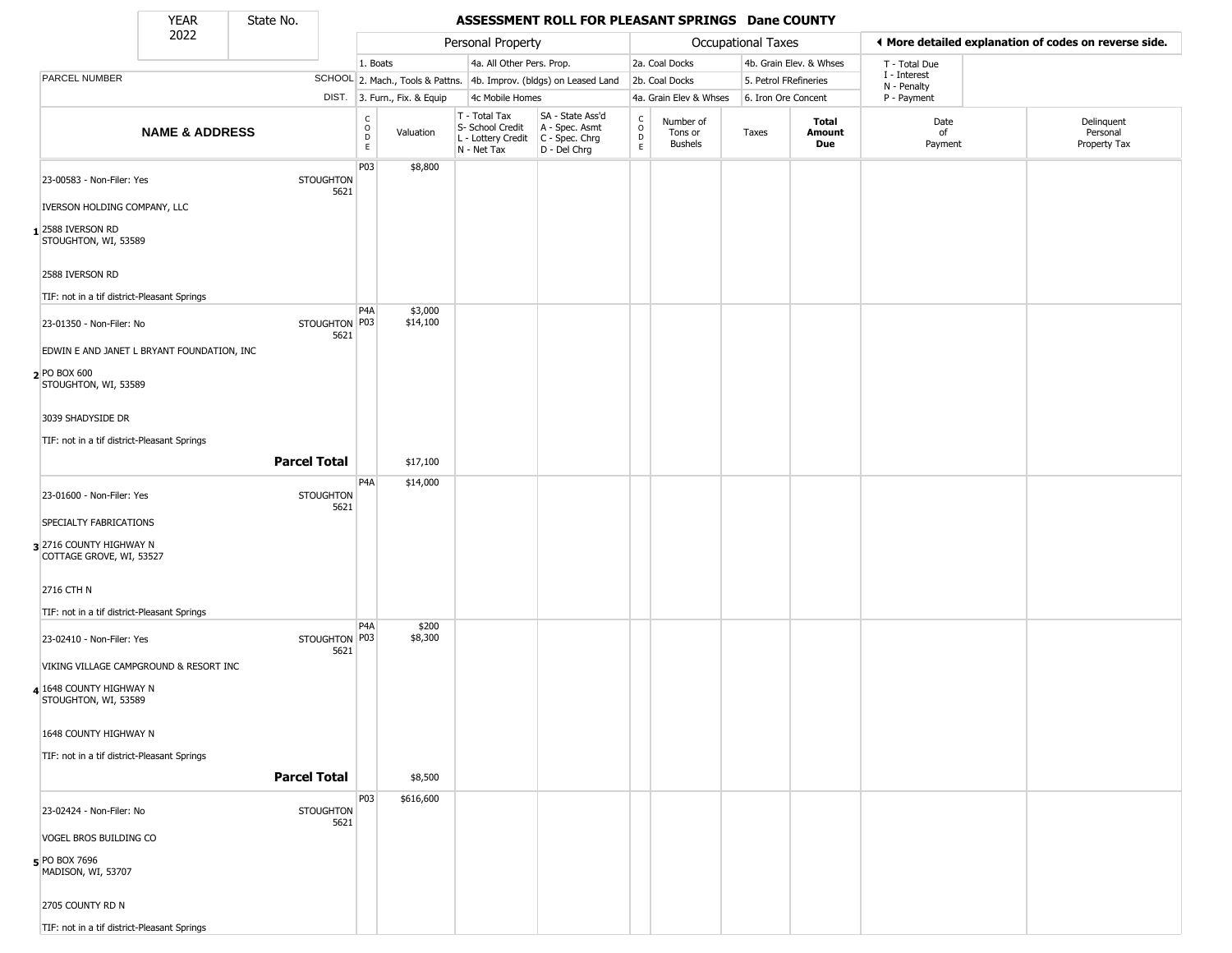# ASSESSMENT ROLL FOR PLEASANT SPRINGS Dane COUNTY

YEAR 2022 | State No.

| | | Personal Property | | | | Occupational Taxes | | | | More detailed explanation of codes on reverse side. | |
|---|---|---|---|---|---|---|---|---|---|---|---|
| PARCEL NUMBER | SCHOOL DIST. | 1. Boats<br>2. Mach., Tools & Pattns.<br>3. Furn., Fix. & Equip | | 4a. All Other Pers. Prop.<br>4b. Improv. (bldgs) on Leased Land<br>4c Mobile Homes | | 2a. Coal Docks<br>2b. Coal Docks<br>4a. Grain Elev & Whses | | 4b. Grain Elev. & Whses<br>5. Petrol FRefineries<br>6. Iron Ore Concent | | T - Total Due<br>I - Interest<br>N - Penalty<br>P - Payment | |
| **NAME & ADDRESS** | | CODE | Valuation | T - Total Tax<br>S- School Credit<br>L - Lottery Credit<br>N - Net Tax | SA - State Ass'd<br>A - Spec. Asmt<br>C - Spec. Chrg<br>D - Del Chrg | CODE | Number of Tons or Bushels | Taxes | **Total Amount Due** | Date of Payment | Delinquent Personal Property Tax |
| **1** 23-00583 - Non-Filer: Yes<br>IVERSON HOLDING COMPANY, LLC<br>2588 IVERSON RD<br>STOUGHTON, WI, 53589<br>2588 IVERSON RD<br>TIF: not in a tif district-Pleasant Springs | STOUGHTON 5621 | P03 | $8,800 | | | | | | | | |
| **2** 23-01350 - Non-Filer: No<br>EDWIN E AND JANET L BRYANT FOUNDATION, INC<br>PO BOX 600<br>STOUGHTON, WI, 53589<br>3039 SHADYSIDE DR<br>TIF: not in a tif district-Pleasant Springs | STOUGHTON 5621 | P4A<br>P03 | $3,000<br>$14,100 | | | | | | | | |
| **Parcel Total** | | | $17,100 | | | | | | | | |
| **3** 23-01600 - Non-Filer: Yes<br>SPECIALTY FABRICATIONS<br>2716 COUNTY HIGHWAY N<br>COTTAGE GROVE, WI, 53527<br>2716 CTH N<br>TIF: not in a tif district-Pleasant Springs | STOUGHTON 5621 | P4A | $14,000 | | | | | | | | |
| **4** 23-02410 - Non-Filer: Yes<br>VIKING VILLAGE CAMPGROUND & RESORT INC<br>1648 COUNTY HIGHWAY N<br>STOUGHTON, WI, 53589<br>1648 COUNTY HIGHWAY N<br>TIF: not in a tif district-Pleasant Springs | STOUGHTON 5621 | P4A<br>P03 | $200<br>$8,300 | | | | | | | | |
| **Parcel Total** | | | $8,500 | | | | | | | | |
| **5** 23-02424 - Non-Filer: No<br>VOGEL BROS BUILDING CO<br>PO BOX 7696<br>MADISON, WI, 53707<br>2705 COUNTY RD N<br>TIF: not in a tif district-Pleasant Springs | STOUGHTON 5621 | P03 | $616,600 | | | | | | | | |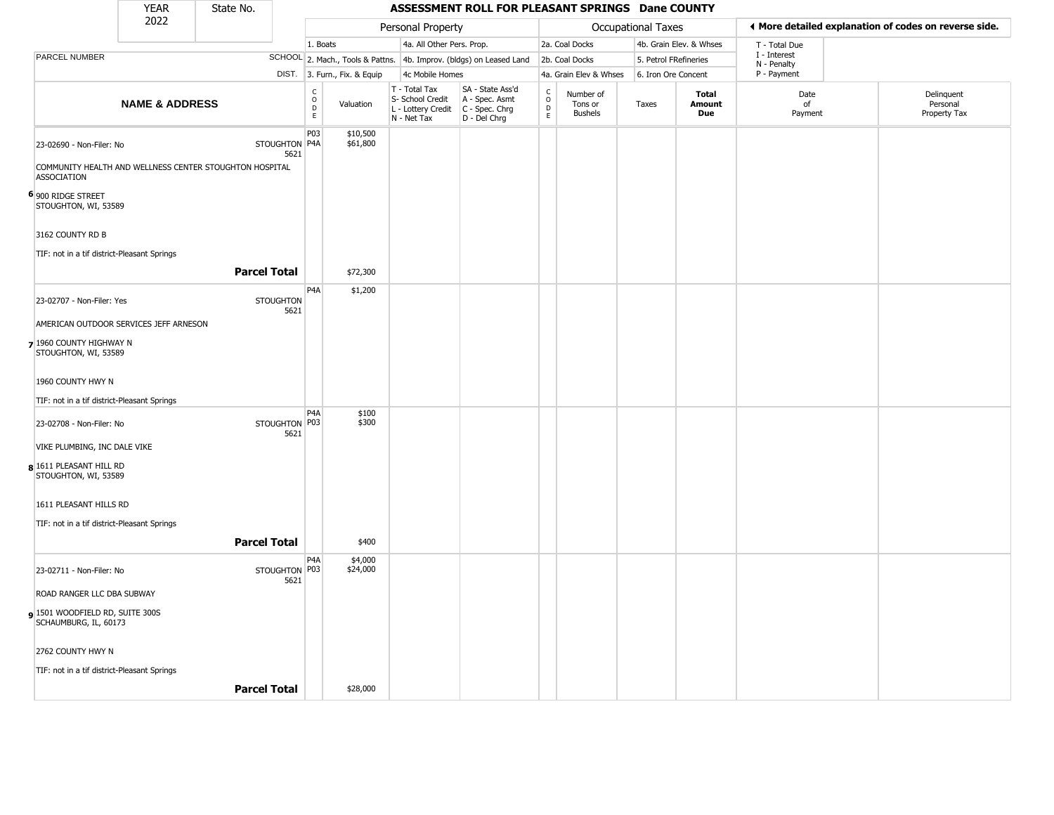| YEAR 2022 | State No. | ASSESSMENT ROLL FOR PLEASANT SPRINGS Dane COUNTY |
|---|---|---|

**Personal Property:** 1. Boats; 2. Mach., Tools & Pattns.; 3. Furn., Fix. & Equip; 4a. All Other Pers. Prop.; 4b. Improv. (bldgs) on Leased Land; 4c Mobile Homes

**Occupational Taxes:** 2a. Coal Docks; 2b. Coal Docks; 4a. Grain Elev & Whses; 4b. Grain Elev. & Whses; 5. Petrol FRefineries; 6. Iron Ore Concent

◄ More detailed explanation of codes on reverse side.

T - Total Due; I - Interest; N - Penalty; P - Payment

| PARCEL NUMBER / NAME & ADDRESS | SCHOOL DIST. | CODE | Valuation | T - Total Tax S- School Credit L - Lottery Credit N - Net Tax | SA - State Ass'd A - Spec. Asmt C - Spec. Chrg D - Del Chrg | CODE | Number of Tons or Bushels | Taxes | Total Amount Due | Date of Payment | Delinquent Personal Property Tax |
|---|---|---|---|---|---|---|---|---|---|---|---|
| 23-02690 - Non-Filer: No<br>COMMUNITY HEALTH AND WELLNESS CENTER STOUGHTON HOSPITAL ASSOCIATION<br>6 900 RIDGE STREET<br>STOUGHTON, WI, 53589<br>3162 COUNTY RD B<br>TIF: not in a tif district-Pleasant Springs | STOUGHTON 5621 | P03<br>P4A | $10,500<br>$61,800 | | | | | | | | |
| **Parcel Total** | | | $72,300 | | | | | | | | |
| 23-02707 - Non-Filer: Yes<br>AMERICAN OUTDOOR SERVICES JEFF ARNESON<br>7 1960 COUNTY HIGHWAY N<br>STOUGHTON, WI, 53589<br>1960 COUNTY HWY N<br>TIF: not in a tif district-Pleasant Springs | STOUGHTON 5621 | P4A | $1,200 | | | | | | | | |
| 23-02708 - Non-Filer: No<br>VIKE PLUMBING, INC DALE VIKE<br>8 1611 PLEASANT HILL RD<br>STOUGHTON, WI, 53589<br>1611 PLEASANT HILLS RD<br>TIF: not in a tif district-Pleasant Springs | STOUGHTON 5621 | P4A<br>P03 | $100<br>$300 | | | | | | | | |
| **Parcel Total** | | | $400 | | | | | | | | |
| 23-02711 - Non-Filer: No<br>ROAD RANGER LLC DBA SUBWAY<br>9 1501 WOODFIELD RD, SUITE 300S<br>SCHAUMBURG, IL, 60173<br>2762 COUNTY HWY N<br>TIF: not in a tif district-Pleasant Springs | STOUGHTON 5621 | P4A<br>P03 | $4,000<br>$24,000 | | | | | | | | |
| **Parcel Total** | | | $28,000 | | | | | | | | |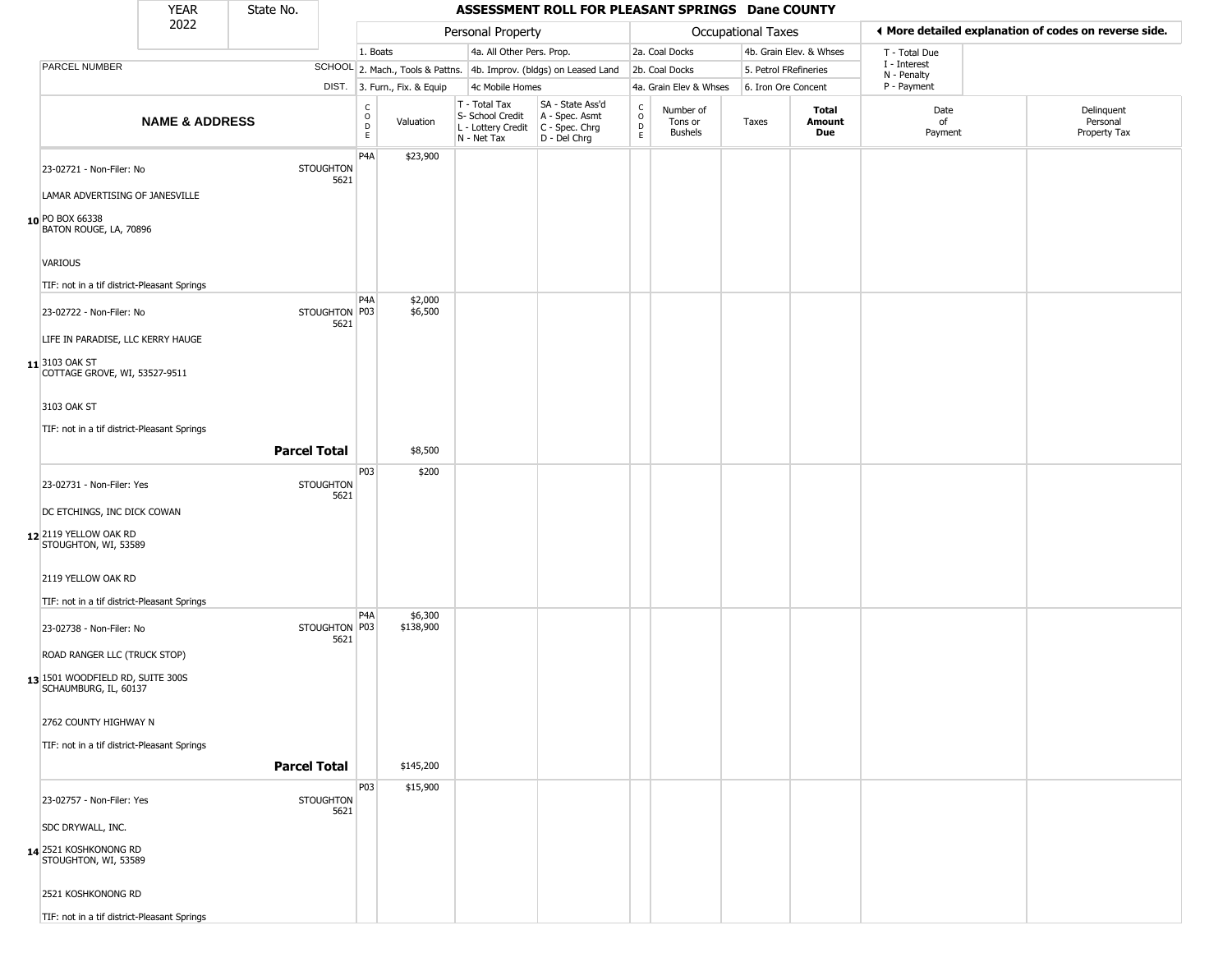| YEAR 2022 | State No. | ASSESSMENT ROLL FOR PLEASANT SPRINGS Dane COUNTY | | | | | | | | | | |
|---|---|---|---|---|---|---|---|---|---|---|---|---|

| | | Personal Property | | | | | Occupational Taxes | | | | ◀ More detailed explanation of codes on reverse side. | |
|---|---|---|---|---|---|---|---|---|---|---|---|---|
| | | 1. Boats | | 4a. All Other Pers. Prop. | | | 2a. Coal Docks | | 4b. Grain Elev. & Whses | | T - Total Due | |
| PARCEL NUMBER | SCHOOL | 2. Mach., Tools & Pattns. | | 4b. Improv. (bldgs) on Leased Land | | | 2b. Coal Docks | | 5. Petrol FRefineries | | I - Interest N - Penalty | |
| | DIST. | 3. Furn., Fix. & Equip | | 4c Mobile Homes | | | 4a. Grain Elev & Whses | | 6. Iron Ore Concent | | P - Payment | |
| NAME & ADDRESS | | CODE | Valuation | T - Total Tax S- School Credit L - Lottery Credit N - Net Tax | SA - State Ass'd A - Spec. Asmt C - Spec. Chrg D - Del Chrg | CODE | Number of Tons or Bushels | Taxes | Total Amount Due | Date of Payment | Delinquent Personal Property Tax | |
| 10 23-02721 - Non-Filer: No<br>LAMAR ADVERTISING OF JANESVILLE<br>PO BOX 66338<br>BATON ROUGE, LA, 70896<br>VARIOUS<br>TIF: not in a tif district-Pleasant Springs | STOUGHTON 5621 | P4A | $23,900 | | | | | | | | | |
| 11 23-02722 - Non-Filer: No<br>LIFE IN PARADISE, LLC KERRY HAUGE<br>3103 OAK ST<br>COTTAGE GROVE, WI, 53527-9511<br>3103 OAK ST<br>TIF: not in a tif district-Pleasant Springs | STOUGHTON 5621 | P4A<br>P03 | $2,000<br>$6,500 | | | | | | | | | |
| | **Parcel Total** | | $8,500 | | | | | | | | | |
| 12 23-02731 - Non-Filer: Yes<br>DC ETCHINGS, INC DICK COWAN<br>2119 YELLOW OAK RD<br>STOUGHTON, WI, 53589<br>2119 YELLOW OAK RD<br>TIF: not in a tif district-Pleasant Springs | STOUGHTON 5621 | P03 | $200 | | | | | | | | | |
| 13 23-02738 - Non-Filer: No<br>ROAD RANGER LLC (TRUCK STOP)<br>1501 WOODFIELD RD, SUITE 300S<br>SCHAUMBURG, IL, 60137<br>2762 COUNTY HIGHWAY N<br>TIF: not in a tif district-Pleasant Springs | STOUGHTON 5621 | P4A<br>P03 | $6,300<br>$138,900 | | | | | | | | | |
| | **Parcel Total** | | $145,200 | | | | | | | | | |
| 14 23-02757 - Non-Filer: Yes<br>SDC DRYWALL, INC.<br>2521 KOSHKONONG RD<br>STOUGHTON, WI, 53589<br>2521 KOSHKONONG RD<br>TIF: not in a tif district-Pleasant Springs | STOUGHTON 5621 | P03 | $15,900 | | | | | | | | | |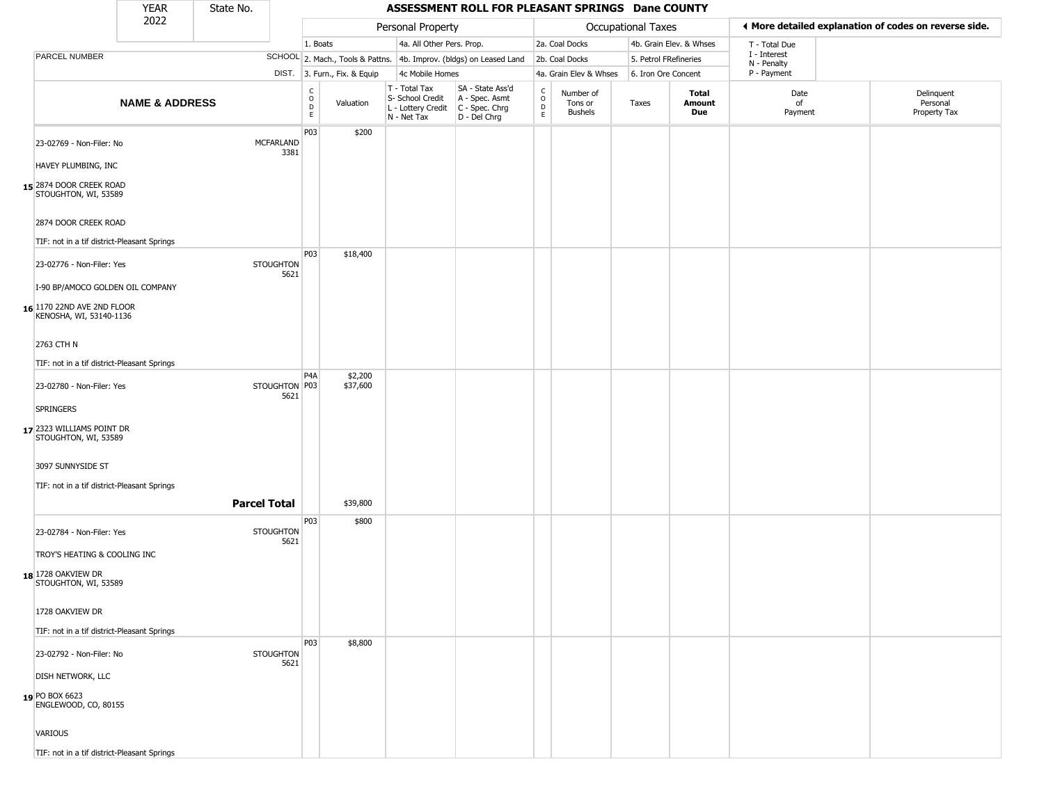| YEAR 2022 | State No. | ASSESSMENT ROLL FOR PLEASANT SPRINGS Dane COUNTY | | | | | | | | | | |
|---|---|---|---|---|---|---|---|---|---|---|---|---|

| | | Personal Property | | | | Occupational Taxes | | | | ◄ More detailed explanation of codes on reverse side. | | |
|---|---|---|---|---|---|---|---|---|---|---|---|---|
| | | 1. Boats | | 4a. All Other Pers. Prop. | | 2a. Coal Docks | | 4b. Grain Elev. & Whses | | T - Total Due | | |
| PARCEL NUMBER | SCHOOL | 2. Mach., Tools & Pattns. | | 4b. Improv. (bldgs) on Leased Land | | 2b. Coal Docks | | 5. Petrol FRefineries | | I - Interest N - Penalty | | |
| | DIST. | 3. Furn., Fix. & Equip | | 4c Mobile Homes | | 4a. Grain Elev & Whses | | 6. Iron Ore Concent | | P - Payment | | |
| **NAME & ADDRESS** | | CODE | Valuation | T - Total Tax S- School Credit L - Lottery Credit N - Net Tax | SA - State Ass'd A - Spec. Asmt C - Spec. Chrg D - Del Chrg | CODE | Number of Tons or Bushels | Taxes | **Total Amount Due** | Date of Payment | Delinquent Personal Property Tax | |
| 15 23-02769 - Non-Filer: No<br>HAVEY PLUMBING, INC<br>2874 DOOR CREEK ROAD<br>STOUGHTON, WI, 53589<br>2874 DOOR CREEK ROAD<br>TIF: not in a tif district-Pleasant Springs | MCFARLAND 3381 | P03 | $200 | | | | | | | | | |
| 16 23-02776 - Non-Filer: Yes<br>I-90 BP/AMOCO GOLDEN OIL COMPANY<br>1170 22ND AVE 2ND FLOOR<br>KENOSHA, WI, 53140-1136<br>2763 CTH N<br>TIF: not in a tif district-Pleasant Springs | STOUGHTON 5621 | P03 | $18,400 | | | | | | | | | |
| 17 23-02780 - Non-Filer: Yes<br>SPRINGERS<br>2323 WILLIAMS POINT DR<br>STOUGHTON, WI, 53589<br>3097 SUNNYSIDE ST<br>TIF: not in a tif district-Pleasant Springs | STOUGHTON 5621 | P4A<br>P03 | $2,200<br>$37,600 | | | | | | | | | |
| | **Parcel Total** | | $39,800 | | | | | | | | | |
| 18 23-02784 - Non-Filer: Yes<br>TROY'S HEATING & COOLING INC<br>1728 OAKVIEW DR<br>STOUGHTON, WI, 53589<br>1728 OAKVIEW DR<br>TIF: not in a tif district-Pleasant Springs | STOUGHTON 5621 | P03 | $800 | | | | | | | | | |
| 19 23-02792 - Non-Filer: No<br>DISH NETWORK, LLC<br>PO BOX 6623<br>ENGLEWOOD, CO, 80155<br>VARIOUS<br>TIF: not in a tif district-Pleasant Springs | STOUGHTON 5621 | P03 | $8,800 | | | | | | | | | |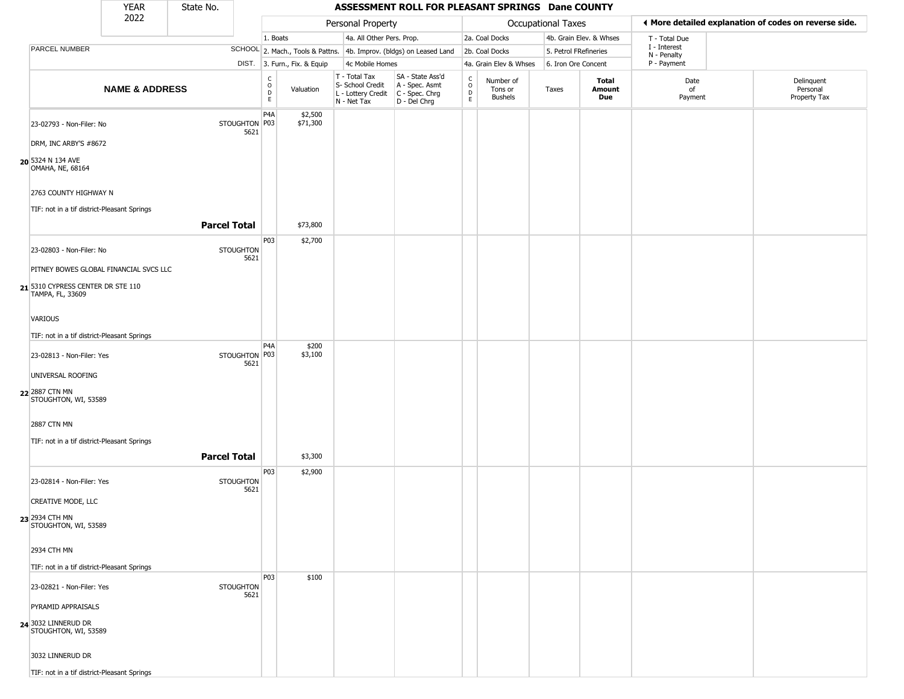# ASSESSMENT ROLL FOR PLEASANT SPRINGS Dane COUNTY

YEAR 2022 | State No.

| | | Personal Property | | | | Occupational Taxes | | | | More detailed explanation of codes on reverse side. | |
|---|---|---|---|---|---|---|---|---|---|---|---|
| PARCEL NUMBER | SCHOOL DIST. | 1. Boats<br>2. Mach., Tools & Pattns.<br>3. Furn., Fix. & Equip | | 4a. All Other Pers. Prop.<br>4b. Improv. (bldgs) on Leased Land<br>4c Mobile Homes | | 2a. Coal Docks<br>2b. Coal Docks<br>4a. Grain Elev & Whses | | 4b. Grain Elev. & Whses<br>5. Petrol FRefineries<br>6. Iron Ore Concent | | T - Total Due<br>I - Interest<br>N - Penalty<br>P - Payment | |
| NAME & ADDRESS | | CODE | Valuation | T - Total Tax<br>S- School Credit<br>L - Lottery Credit<br>N - Net Tax | SA - State Ass'd<br>A - Spec. Asmt<br>C - Spec. Chrg<br>D - Del Chrg | CODE | Number of Tons or Bushels | Taxes | Total Amount Due | Date of Payment | Delinquent Personal Property Tax |
| 23-02793 - Non-Filer: No<br>DRM, INC ARBY'S #8672<br>20 5324 N 134 AVE<br>OMAHA, NE, 68164<br>2763 COUNTY HIGHWAY N<br>TIF: not in a tif district-Pleasant Springs | STOUGHTON 5621 | P4A<br>P03 | $2,500<br>$71,300 | | | | | | | | |
| **Parcel Total** | | | $73,800 | | | | | | | | |
| 23-02803 - Non-Filer: No<br>PITNEY BOWES GLOBAL FINANCIAL SVCS LLC<br>21 5310 CYPRESS CENTER DR STE 110<br>TAMPA, FL, 33609<br>VARIOUS<br>TIF: not in a tif district-Pleasant Springs | STOUGHTON 5621 | P03 | $2,700 | | | | | | | | |
| 23-02813 - Non-Filer: Yes<br>UNIVERSAL ROOFING<br>22 2887 CTN MN<br>STOUGHTON, WI, 53589<br>2887 CTN MN<br>TIF: not in a tif district-Pleasant Springs | STOUGHTON 5621 | P4A<br>P03 | $200<br>$3,100 | | | | | | | | |
| **Parcel Total** | | | $3,300 | | | | | | | | |
| 23-02814 - Non-Filer: Yes<br>CREATIVE MODE, LLC<br>23 2934 CTH MN<br>STOUGHTON, WI, 53589<br>2934 CTH MN<br>TIF: not in a tif district-Pleasant Springs | STOUGHTON 5621 | P03 | $2,900 | | | | | | | | |
| 23-02821 - Non-Filer: Yes<br>PYRAMID APPRAISALS<br>24 3032 LINNERUD DR<br>STOUGHTON, WI, 53589<br>3032 LINNERUD DR<br>TIF: not in a tif district-Pleasant Springs | STOUGHTON 5621 | P03 | $100 | | | | | | | | |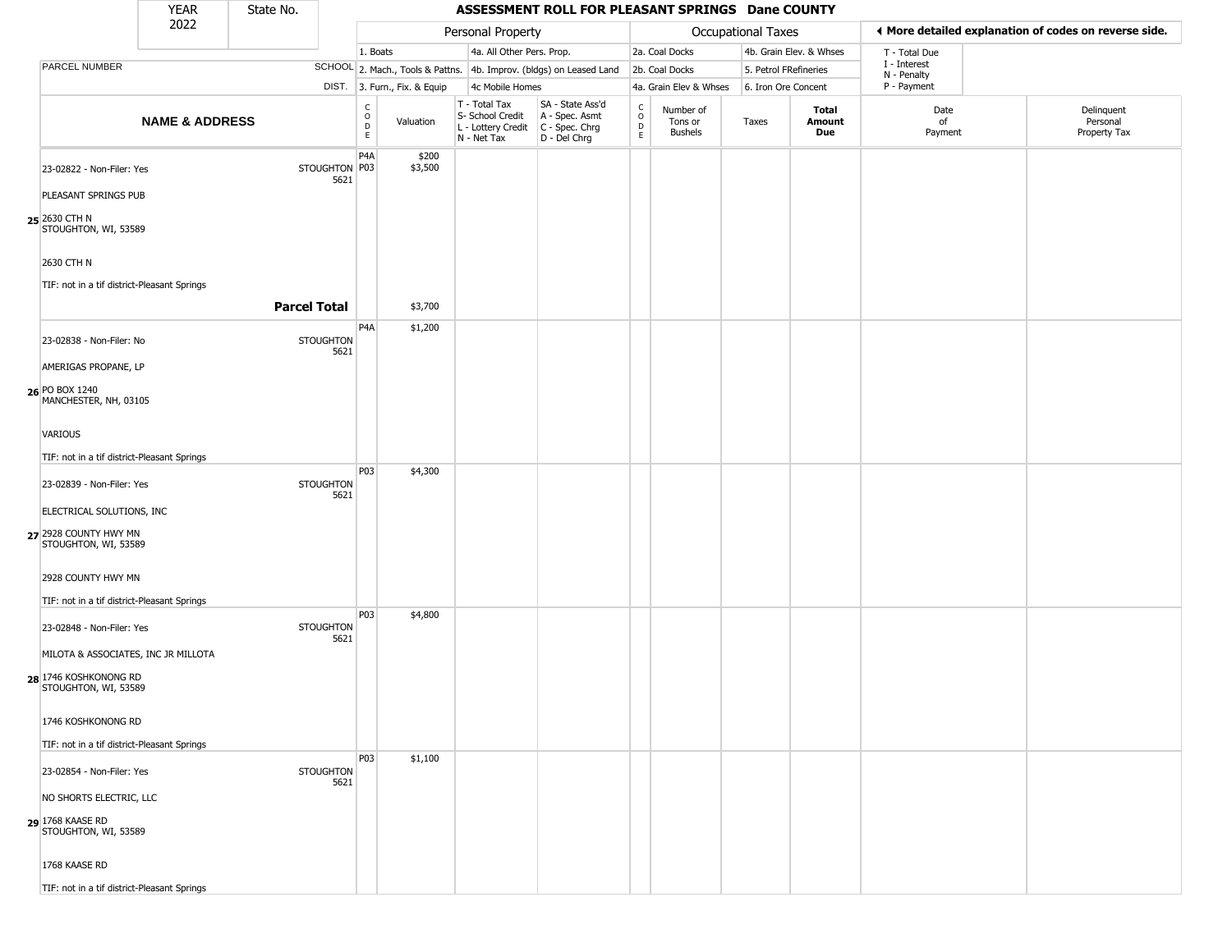| YEAR 2022 | State No. | | ASSESSMENT ROLL FOR PLEASANT SPRINGS Dane COUNTY | | | | | | | | | |
|---|---|---|---|---|---|---|---|---|---|---|---|---|

**Personal Property:** 1. Boats; 2. Mach., Tools & Pattns.; 3. Furn., Fix. & Equip; 4a. All Other Pers. Prop.; 4b. Improv. (bldgs) on Leased Land; 4c Mobile Homes

**Occupational Taxes:** 2a. Coal Docks; 2b. Coal Docks; 4a. Grain Elev & Whses; 4b. Grain Elev. & Whses; 5. Petrol FRefineries; 6. Iron Ore Concent

◄ More detailed explanation of codes on reverse side.

T - Total Due; I - Interest; N - Penalty; P - Payment

| | NAME & ADDRESS | SCHOOL DIST. | CODE | Valuation | T - Total Tax S- School Credit L - Lottery Credit N - Net Tax | SA - State Ass'd A - Spec. Asmt C - Spec. Chrg D - Del Chrg | CODE | Number of Tons or Bushels | Taxes | Total Amount Due | Date of Payment | Delinquent Personal Property Tax |
|---|---|---|---|---|---|---|---|---|---|---|---|---|
| 25 | 23-02822 - Non-Filer: Yes<br>PLEASANT SPRINGS PUB<br>2630 CTH N<br>STOUGHTON, WI, 53589<br>2630 CTH N<br>TIF: not in a tif district-Pleasant Springs | STOUGHTON 5621 | P4A<br>P03 | $200<br>$3,500 | | | | | | | | |
| | **Parcel Total** | | | $3,700 | | | | | | | | |
| 26 | 23-02838 - Non-Filer: No<br>AMERIGAS PROPANE, LP<br>PO BOX 1240<br>MANCHESTER, NH, 03105<br>VARIOUS<br>TIF: not in a tif district-Pleasant Springs | STOUGHTON 5621 | P4A | $1,200 | | | | | | | | |
| 27 | 23-02839 - Non-Filer: Yes<br>ELECTRICAL SOLUTIONS, INC<br>2928 COUNTY HWY MN<br>STOUGHTON, WI, 53589<br>2928 COUNTY HWY MN<br>TIF: not in a tif district-Pleasant Springs | STOUGHTON 5621 | P03 | $4,300 | | | | | | | | |
| 28 | 23-02848 - Non-Filer: Yes<br>MILOTA & ASSOCIATES, INC JR MILLOTA<br>1746 KOSHKONONG RD<br>STOUGHTON, WI, 53589<br>1746 KOSHKONONG RD<br>TIF: not in a tif district-Pleasant Springs | STOUGHTON 5621 | P03 | $4,800 | | | | | | | | |
| 29 | 23-02854 - Non-Filer: Yes<br>NO SHORTS ELECTRIC, LLC<br>1768 KAASE RD<br>STOUGHTON, WI, 53589<br>1768 KAASE RD<br>TIF: not in a tif district-Pleasant Springs | STOUGHTON 5621 | P03 | $1,100 | | | | | | | | |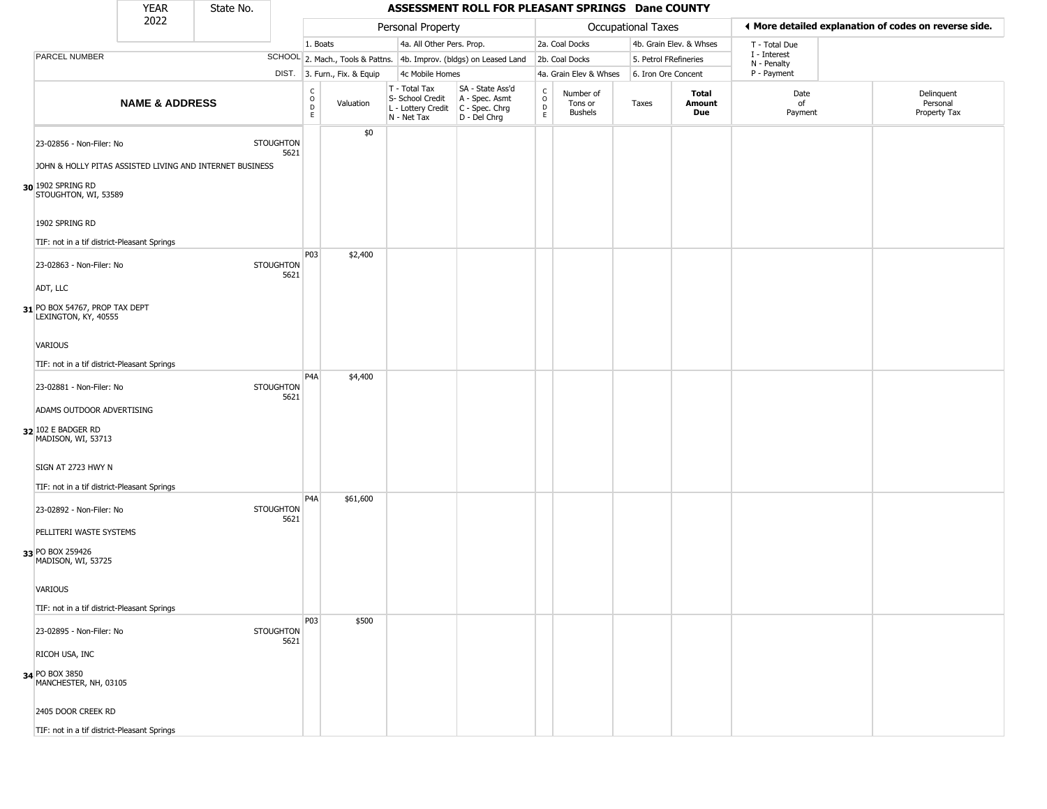# ASSESSMENT ROLL FOR PLEASANT SPRINGS Dane COUNTY

YEAR 2022 | State No.

| PARCEL NUMBER / NAME & ADDRESS | SCHOOL DIST. | CODE | Valuation | T - Total Tax / S- School Credit / L - Lottery Credit / N - Net Tax | SA - State Ass'd / A - Spec. Asmt / C - Spec. Chrg / D - Del Chrg | CODE | Number of Tons or Bushels | Taxes | Total Amount Due | Date of Payment | Delinquent Personal Property Tax |
|---|---|---|---|---|---|---|---|---|---|---|---|
| **30** 23-02856 - Non-Filer: No<br>JOHN & HOLLY PITAS ASSISTED LIVING AND INTERNET BUSINESS<br>1902 SPRING RD<br>STOUGHTON, WI, 53589<br>1902 SPRING RD<br>TIF: not in a tif district-Pleasant Springs | STOUGHTON 5621 | | $0 | | | | | | | | |
| **31** 23-02863 - Non-Filer: No<br>ADT, LLC<br>PO BOX 54767, PROP TAX DEPT<br>LEXINGTON, KY, 40555<br>VARIOUS<br>TIF: not in a tif district-Pleasant Springs | STOUGHTON 5621 | P03 | $2,400 | | | | | | | | |
| **32** 23-02881 - Non-Filer: No<br>ADAMS OUTDOOR ADVERTISING<br>102 E BADGER RD<br>MADISON, WI, 53713<br>SIGN AT 2723 HWY N<br>TIF: not in a tif district-Pleasant Springs | STOUGHTON 5621 | P4A | $4,400 | | | | | | | | |
| **33** 23-02892 - Non-Filer: No<br>PELLITERI WASTE SYSTEMS<br>PO BOX 259426<br>MADISON, WI, 53725<br>VARIOUS<br>TIF: not in a tif district-Pleasant Springs | STOUGHTON 5621 | P4A | $61,600 | | | | | | | | |
| **34** 23-02895 - Non-Filer: No<br>RICOH USA, INC<br>PO BOX 3850<br>MANCHESTER, NH, 03105<br>2405 DOOR CREEK RD<br>TIF: not in a tif district-Pleasant Springs | STOUGHTON 5621 | P03 | $500 | | | | | | | | |

Personal Property codes: 1. Boats; 2. Mach., Tools & Pattns.; 3. Furn., Fix. & Equip; 4a. All Other Pers. Prop.; 4b. Improv. (bldgs) on Leased Land; 4c Mobile Homes

Occupational Taxes codes: 2a. Coal Docks; 2b. Coal Docks; 4a. Grain Elev & Whses; 4b. Grain Elev. & Whses; 5. Petrol FRefineries; 6. Iron Ore Concent

◄ More detailed explanation of codes on reverse side.

T - Total Due; I - Interest; N - Penalty; P - Payment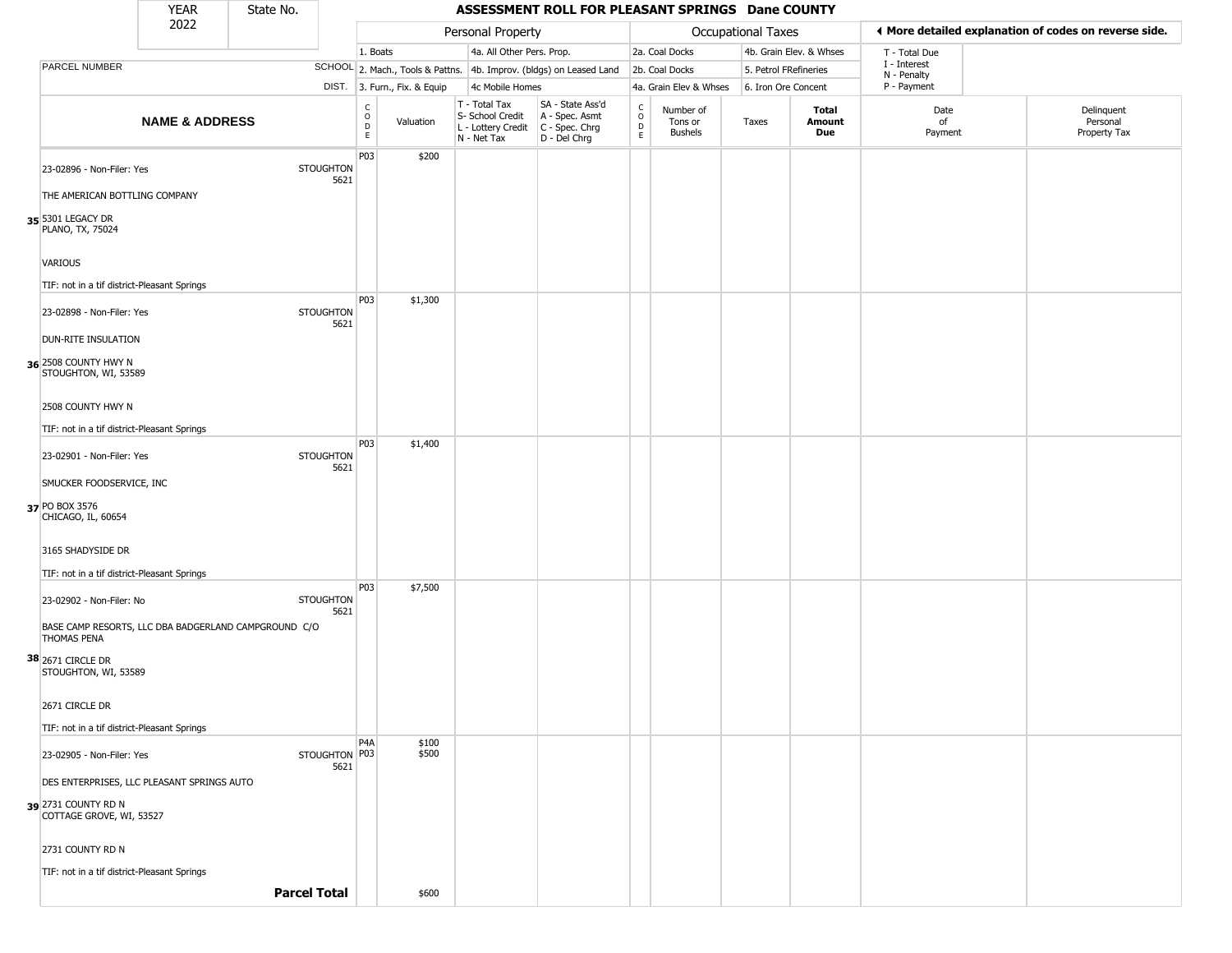| YEAR 2022 | State No. | ASSESSMENT ROLL FOR PLEASANT SPRINGS Dane COUNTY | | | | | | | | | |
|---|---|---|---|---|---|---|---|---|---|---|---|

| | | Personal Property | | | | Occupational Taxes | | | | ◄ More detailed explanation of codes on reverse side. | |
|---|---|---|---|---|---|---|---|---|---|---|---|
| | | 1. Boats | | 4a. All Other Pers. Prop. | | 2a. Coal Docks | | 4b. Grain Elev. & Whses | | T - Total Due | |
| PARCEL NUMBER | SCHOOL | 2. Mach., Tools & Pattns. | | 4b. Improv. (bldgs) on Leased Land | | 2b. Coal Docks | | 5. Petrol FRefineries | | I - Interest<br>N - Penalty | |
| | DIST. | 3. Furn., Fix. & Equip | | 4c Mobile Homes | | 4a. Grain Elev & Whses | | 6. Iron Ore Concent | | P - Payment | |
| **NAME & ADDRESS** | | CODE | Valuation | T - Total Tax<br>S- School Credit<br>L - Lottery Credit<br>N - Net Tax | SA - State Ass'd<br>A - Spec. Asmt<br>C - Spec. Chrg<br>D - Del Chrg | CODE | Number of Tons or Bushels | Taxes | **Total Amount Due** | Date of Payment | Delinquent Personal Property Tax |
| **35** 23-02896 - Non-Filer: Yes<br>THE AMERICAN BOTTLING COMPANY<br>5301 LEGACY DR<br>PLANO, TX, 75024<br>VARIOUS<br>TIF: not in a tif district-Pleasant Springs | STOUGHTON 5621 | P03 | $200 | | | | | | | | |
| **36** 23-02898 - Non-Filer: Yes<br>DUN-RITE INSULATION<br>2508 COUNTY HWY N<br>STOUGHTON, WI, 53589<br>2508 COUNTY HWY N<br>TIF: not in a tif district-Pleasant Springs | STOUGHTON 5621 | P03 | $1,300 | | | | | | | | |
| **37** 23-02901 - Non-Filer: Yes<br>SMUCKER FOODSERVICE, INC<br>PO BOX 3576<br>CHICAGO, IL, 60654<br>3165 SHADYSIDE DR<br>TIF: not in a tif district-Pleasant Springs | STOUGHTON 5621 | P03 | $1,400 | | | | | | | | |
| **38** 23-02902 - Non-Filer: No<br>BASE CAMP RESORTS, LLC DBA BADGERLAND CAMPGROUND C/O THOMAS PENA<br>2671 CIRCLE DR<br>STOUGHTON, WI, 53589<br>2671 CIRCLE DR<br>TIF: not in a tif district-Pleasant Springs | STOUGHTON 5621 | P03 | $7,500 | | | | | | | | |
| **39** 23-02905 - Non-Filer: Yes<br>DES ENTERPRISES, LLC PLEASANT SPRINGS AUTO<br>2731 COUNTY RD N<br>COTTAGE GROVE, WI, 53527<br>2731 COUNTY RD N<br>TIF: not in a tif district-Pleasant Springs | STOUGHTON 5621 | P4A<br>P03 | $100<br>$500 | | | | | | | | |
| | **Parcel Total** | | $600 | | | | | | | | |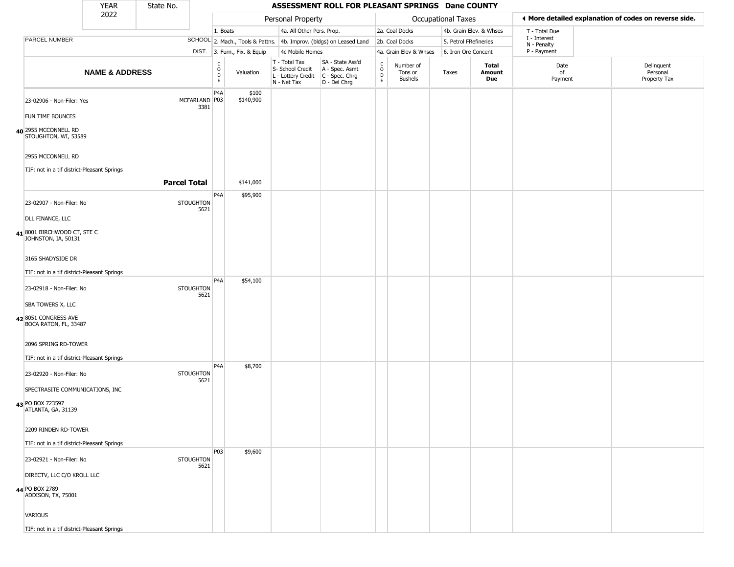| YEAR 2022 | State No. | ASSESSMENT ROLL FOR PLEASANT SPRINGS Dane COUNTY | | | | | | | | | | |
|---|---|---|---|---|---|---|---|---|---|---|---|---|

**Personal Property:** 1. Boats; 2. Mach., Tools & Pattns.; 3. Furn., Fix. & Equip; 4a. All Other Pers. Prop.; 4b. Improv. (bldgs) on Leased Land; 4c Mobile Homes

**Occupational Taxes:** 2a. Coal Docks; 2b. Coal Docks; 4a. Grain Elev & Whses; 4b. Grain Elev. & Whses; 5. Petrol FRefineries; 6. Iron Ore Concent

◄ More detailed explanation of codes on reverse side. T - Total Due; I - Interest; N - Penalty; P - Payment

| | NAME & ADDRESS | SCHOOL DIST. | CODE | Valuation | T - Total Tax S- School Credit L - Lottery Credit N - Net Tax | SA - State Ass'd A - Spec. Asmt C - Spec. Chrg D - Del Chrg | CODE | Number of Tons or Bushels | Taxes | Total Amount Due | Date of Payment | Delinquent Personal Property Tax |
|---|---|---|---|---|---|---|---|---|---|---|---|---|
| 40 | 23-02906 - Non-Filer: Yes<br>FUN TIME BOUNCES<br>2955 MCCONNELL RD<br>STOUGHTON, WI, 53589<br>2955 MCCONNELL RD<br>TIF: not in a tif district-Pleasant Springs | MCFARLAND 3381 | P4A<br>P03 | $100<br>$140,900 | | | | | | | | |
| | **Parcel Total** | | | $141,000 | | | | | | | | |
| 41 | 23-02907 - Non-Filer: No<br>DLL FINANCE, LLC<br>8001 BIRCHWOOD CT, STE C<br>JOHNSTON, IA, 50131<br>3165 SHADYSIDE DR<br>TIF: not in a tif district-Pleasant Springs | STOUGHTON 5621 | P4A | $95,900 | | | | | | | | |
| 42 | 23-02918 - Non-Filer: No<br>SBA TOWERS X, LLC<br>8051 CONGRESS AVE<br>BOCA RATON, FL, 33487<br>2096 SPRING RD-TOWER<br>TIF: not in a tif district-Pleasant Springs | STOUGHTON 5621 | P4A | $54,100 | | | | | | | | |
| 43 | 23-02920 - Non-Filer: No<br>SPECTRASITE COMMUNICATIONS, INC<br>PO BOX 723597<br>ATLANTA, GA, 31139<br>2209 RINDEN RD-TOWER<br>TIF: not in a tif district-Pleasant Springs | STOUGHTON 5621 | P4A | $8,700 | | | | | | | | |
| 44 | 23-02921 - Non-Filer: No<br>DIRECTV, LLC C/O KROLL LLC<br>PO BOX 2789<br>ADDISON, TX, 75001<br>VARIOUS<br>TIF: not in a tif district-Pleasant Springs | STOUGHTON 5621 | P03 | $9,600 | | | | | | | | |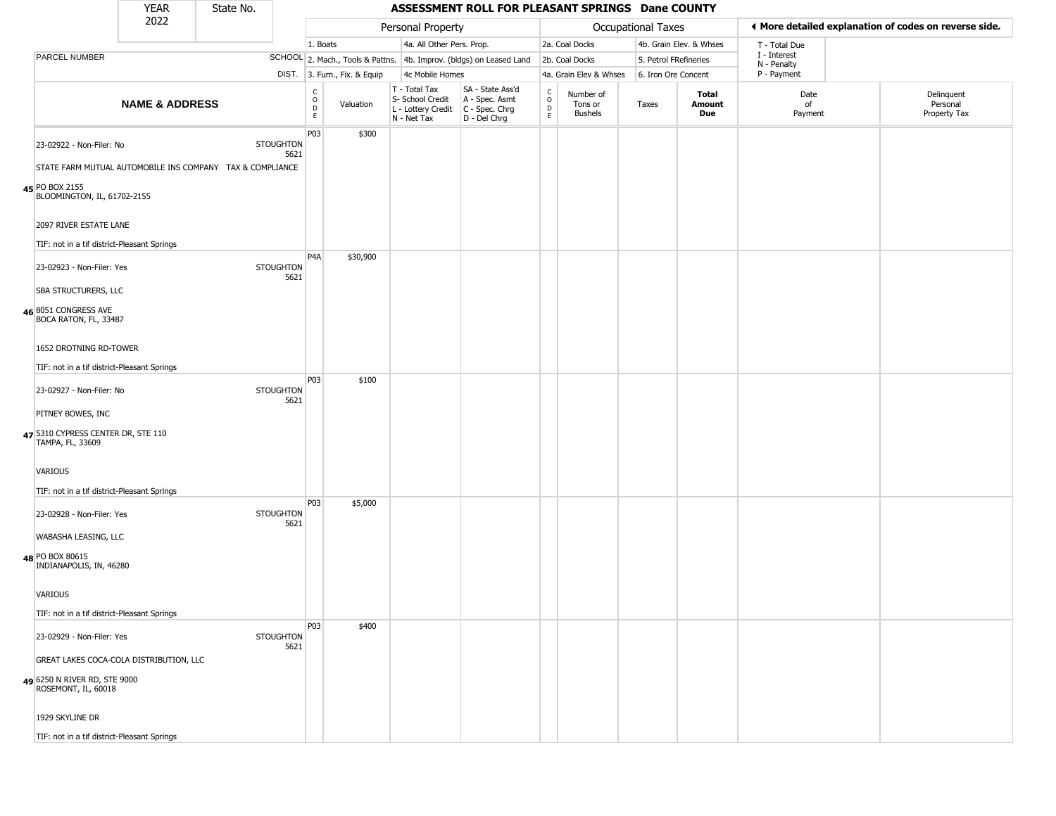| YEAR 2022 | State No. | ASSESSMENT ROLL FOR PLEASANT SPRINGS Dane COUNTY | | | | | | | | | | | |
|---|---|---|---|---|---|---|---|---|---|---|---|---|---|

| | | Personal Property | | | | Occupational Taxes | | | | | ◄ More detailed explanation of codes on reverse side. | |
|---|---|---|---|---|---|---|---|---|---|---|---|---|
| PARCEL NUMBER | SCHOOL DIST. | 1. Boats<br>2. Mach., Tools & Pattns.<br>3. Furn., Fix. & Equip | | 4a. All Other Pers. Prop.<br>4b. Improv. (bldgs) on Leased Land<br>4c Mobile Homes | | 2a. Coal Docks<br>2b. Coal Docks<br>4a. Grain Elev & Whses | | 4b. Grain Elev. & Whses<br>5. Petrol FRefineries<br>6. Iron Ore Concent | | T - Total Due<br>I - Interest<br>N - Penalty<br>P - Payment | | |
| **NAME & ADDRESS** | | CODE | Valuation | T - Total Tax<br>S- School Credit<br>L - Lottery Credit<br>N - Net Tax | SA - State Ass'd<br>A - Spec. Asmt<br>C - Spec. Chrg<br>D - Del Chrg | CODE | Number of Tons or Bushels | Taxes | **Total Amount Due** | Date of Payment | Delinquent Personal Property Tax |
| 45 23-02922 - Non-Filer: No<br>STATE FARM MUTUAL AUTOMOBILE INS COMPANY TAX & COMPLIANCE<br>PO BOX 2155<br>BLOOMINGTON, IL, 61702-2155<br>2097 RIVER ESTATE LANE<br>TIF: not in a tif district-Pleasant Springs | STOUGHTON 5621 | P03 | $300 | | | | | | | | |
| 46 23-02923 - Non-Filer: Yes<br>SBA STRUCTURERS, LLC<br>8051 CONGRESS AVE<br>BOCA RATON, FL, 33487<br>1652 DROTNING RD-TOWER<br>TIF: not in a tif district-Pleasant Springs | STOUGHTON 5621 | P4A | $30,900 | | | | | | | | |
| 47 23-02927 - Non-Filer: No<br>PITNEY BOWES, INC<br>5310 CYPRESS CENTER DR, STE 110<br>TAMPA, FL, 33609<br>VARIOUS<br>TIF: not in a tif district-Pleasant Springs | STOUGHTON 5621 | P03 | $100 | | | | | | | | |
| 48 23-02928 - Non-Filer: Yes<br>WABASHA LEASING, LLC<br>PO BOX 80615<br>INDIANAPOLIS, IN, 46280<br>VARIOUS<br>TIF: not in a tif district-Pleasant Springs | STOUGHTON 5621 | P03 | $5,000 | | | | | | | | |
| 49 23-02929 - Non-Filer: Yes<br>GREAT LAKES COCA-COLA DISTRIBUTION, LLC<br>6250 N RIVER RD, STE 9000<br>ROSEMONT, IL, 60018<br>1929 SKYLINE DR<br>TIF: not in a tif district-Pleasant Springs | STOUGHTON 5621 | P03 | $400 | | | | | | | | |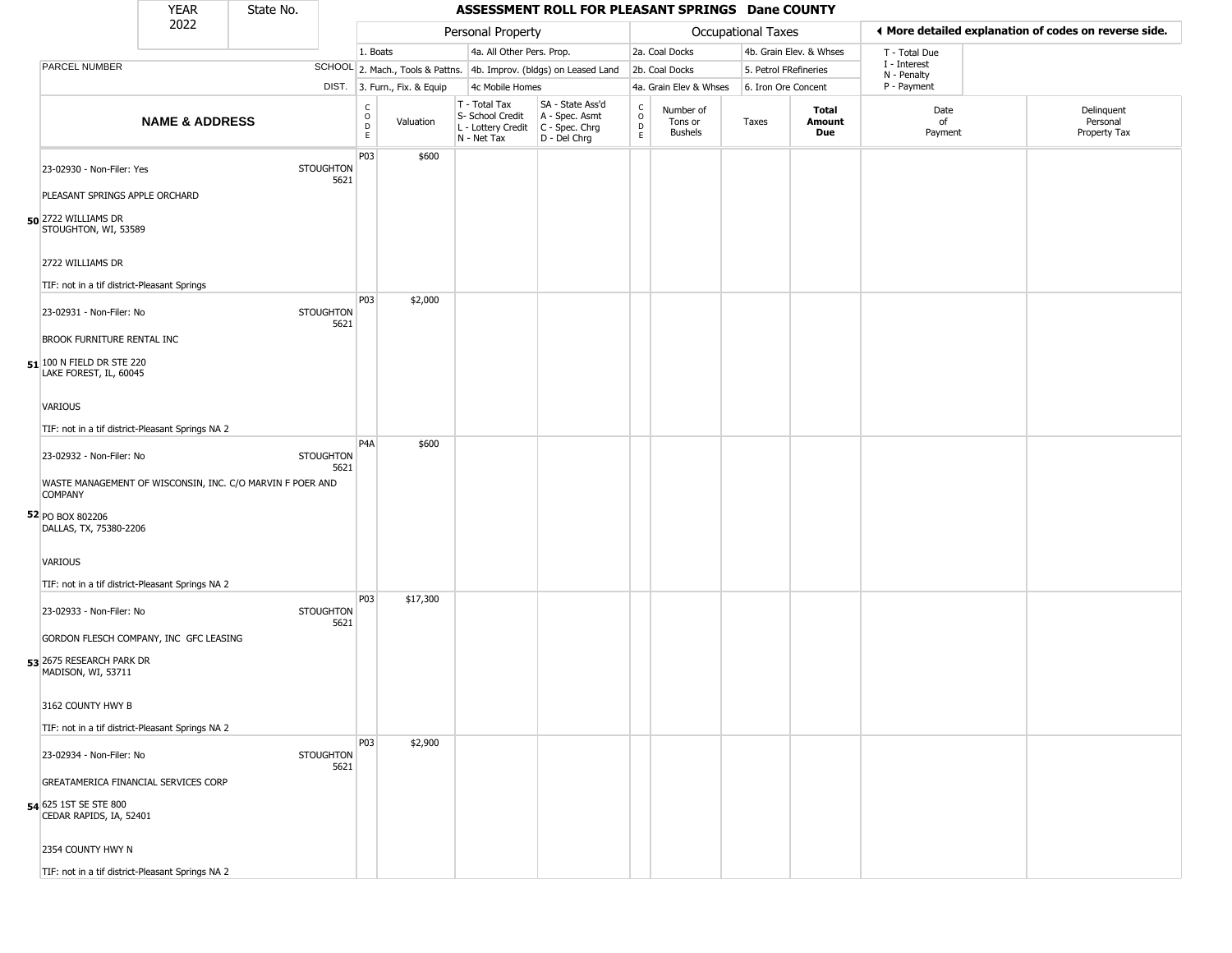| YEAR 2022 | State No. | ASSESSMENT ROLL FOR PLEASANT SPRINGS Dane COUNTY |
|---|---|---|

| | | Personal Property | | | | | Occupational Taxes | | | | ◀ More detailed explanation of codes on reverse side. | |
|---|---|---|---|---|---|---|---|---|---|---|---|---|
| | | 1. Boats | | 4a. All Other Pers. Prop. | | 2a. Coal Docks | | 4b. Grain Elev. & Whses | | | T - Total Due | |
| PARCEL NUMBER | SCHOOL | 2. Mach., Tools & Pattns. | | 4b. Improv. (bldgs) on Leased Land | | 2b. Coal Docks | | 5. Petrol FRefineries | | | I - Interest N - Penalty | |
| | DIST. | 3. Furn., Fix. & Equip | | 4c Mobile Homes | | 4a. Grain Elev & Whses | | 6. Iron Ore Concent | | | P - Payment | |
| **NAME & ADDRESS** | | CODE | Valuation | T - Total Tax S- School Credit L - Lottery Credit N - Net Tax | SA - State Ass'd A - Spec. Asmt C - Spec. Chrg D - Del Chrg | CODE | Number of Tons or Bushels | Taxes | **Total Amount Due** | Date of Payment | | Delinquent Personal Property Tax |
| **50** 23-02930 - Non-Filer: Yes<br>PLEASANT SPRINGS APPLE ORCHARD<br>2722 WILLIAMS DR<br>STOUGHTON, WI, 53589<br>2722 WILLIAMS DR<br>TIF: not in a tif district-Pleasant Springs | STOUGHTON 5621 | P03 | $600 | | | | | | | | | |
| **51** 23-02931 - Non-Filer: No<br>BROOK FURNITURE RENTAL INC<br>100 N FIELD DR STE 220<br>LAKE FOREST, IL, 60045<br>VARIOUS<br>TIF: not in a tif district-Pleasant Springs NA 2 | STOUGHTON 5621 | P03 | $2,000 | | | | | | | | | |
| **52** 23-02932 - Non-Filer: No<br>WASTE MANAGEMENT OF WISCONSIN, INC. C/O MARVIN F POER AND COMPANY<br>PO BOX 802206<br>DALLAS, TX, 75380-2206<br>VARIOUS<br>TIF: not in a tif district-Pleasant Springs NA 2 | STOUGHTON 5621 | P4A | $600 | | | | | | | | | |
| **53** 23-02933 - Non-Filer: No<br>GORDON FLESCH COMPANY, INC GFC LEASING<br>2675 RESEARCH PARK DR<br>MADISON, WI, 53711<br>3162 COUNTY HWY B<br>TIF: not in a tif district-Pleasant Springs NA 2 | STOUGHTON 5621 | P03 | $17,300 | | | | | | | | | |
| **54** 23-02934 - Non-Filer: No<br>GREATAMERICA FINANCIAL SERVICES CORP<br>625 1ST SE STE 800<br>CEDAR RAPIDS, IA, 52401<br>2354 COUNTY HWY N<br>TIF: not in a tif district-Pleasant Springs NA 2 | STOUGHTON 5621 | P03 | $2,900 | | | | | | | | | |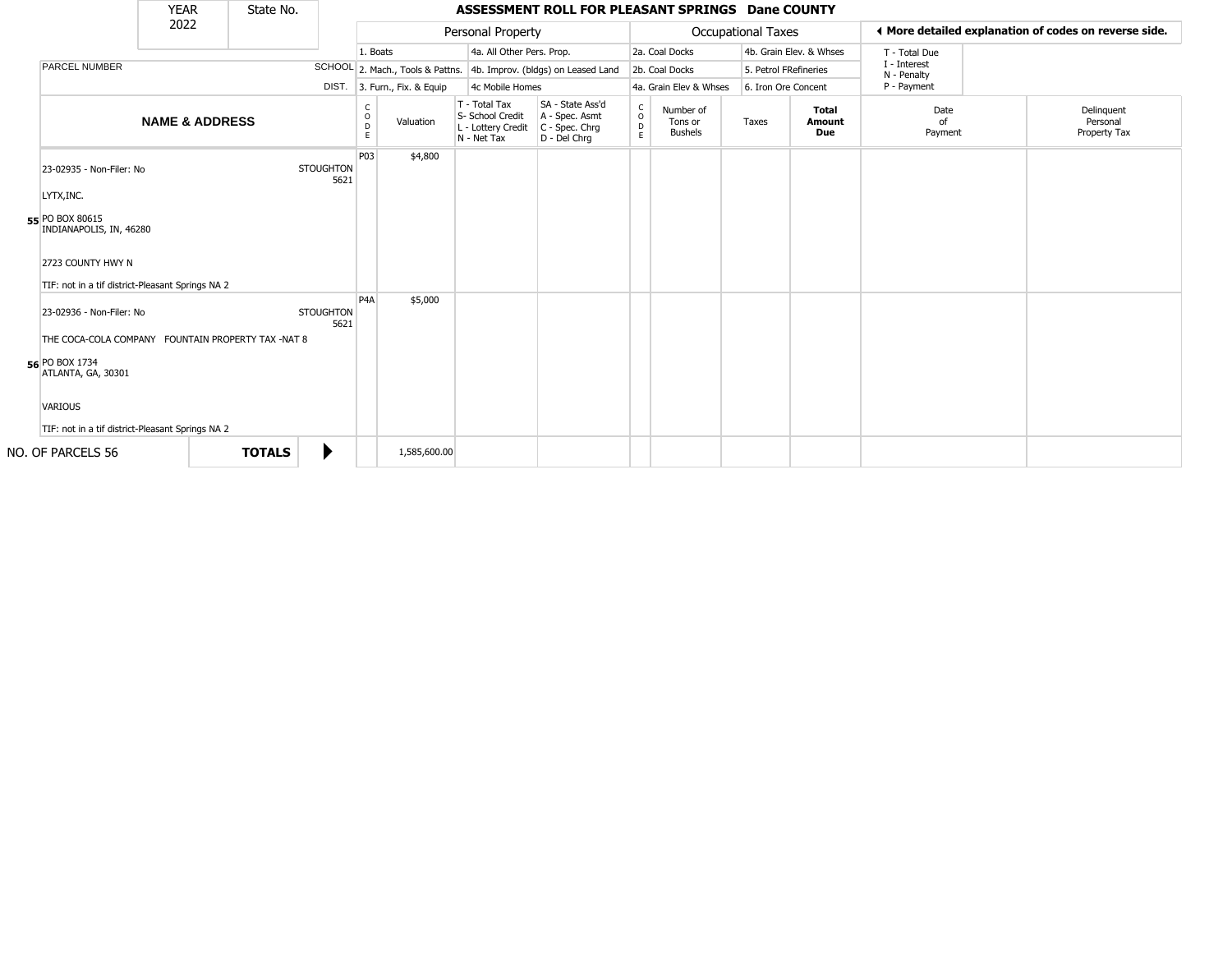| YEAR 2022 | State No. | | ASSESSMENT ROLL FOR PLEASANT SPRINGS Dane COUNTY |
|---|---|---|---|

**Personal Property**: 1. Boats; 2. Mach., Tools & Pattns.; 3. Furn., Fix. & Equip; 4a. All Other Pers. Prop.; 4b. Improv. (bldgs) on Leased Land; 4c Mobile Homes

**Occupational Taxes**: 2a. Coal Docks; 2b. Coal Docks; 4a. Grain Elev & Whses; 4b. Grain Elev. & Whses; 5. Petrol FRefineries; 6. Iron Ore Concent

**More detailed explanation of codes on reverse side.** T - Total Due; I - Interest; N - Penalty; P - Payment

| | PARCEL NUMBER / NAME & ADDRESS | SCHOOL DIST. | CODE | Valuation | T - Total Tax / S- School Credit / L - Lottery Credit / N - Net Tax | SA - State Ass'd / A - Spec. Asmt / C - Spec. Chrg / D - Del Chrg | CODE | Number of Tons or Bushels | Taxes | Total Amount Due | Date of Payment | Delinquent Personal Property Tax |
|---|---|---|---|---|---|---|---|---|---|---|---|---|
| 55 | 23-02935 - Non-Filer: No<br>LYTX,INC.<br>PO BOX 80615<br>INDIANAPOLIS, IN, 46280<br>2723 COUNTY HWY N<br>TIF: not in a tif district-Pleasant Springs NA 2 | STOUGHTON 5621 | P03 | $4,800 | | | | | | | | |
| 56 | 23-02936 - Non-Filer: No<br>THE COCA-COLA COMPANY FOUNTAIN PROPERTY TAX -NAT 8<br>PO BOX 1734<br>ATLANTA, GA, 30301<br>VARIOUS<br>TIF: not in a tif district-Pleasant Springs NA 2 | STOUGHTON 5621 | P4A | $5,000 | | | | | | | | |
| | NO. OF PARCELS 56 | **TOTALS** | | 1,585,600.00 | | | | | | | | |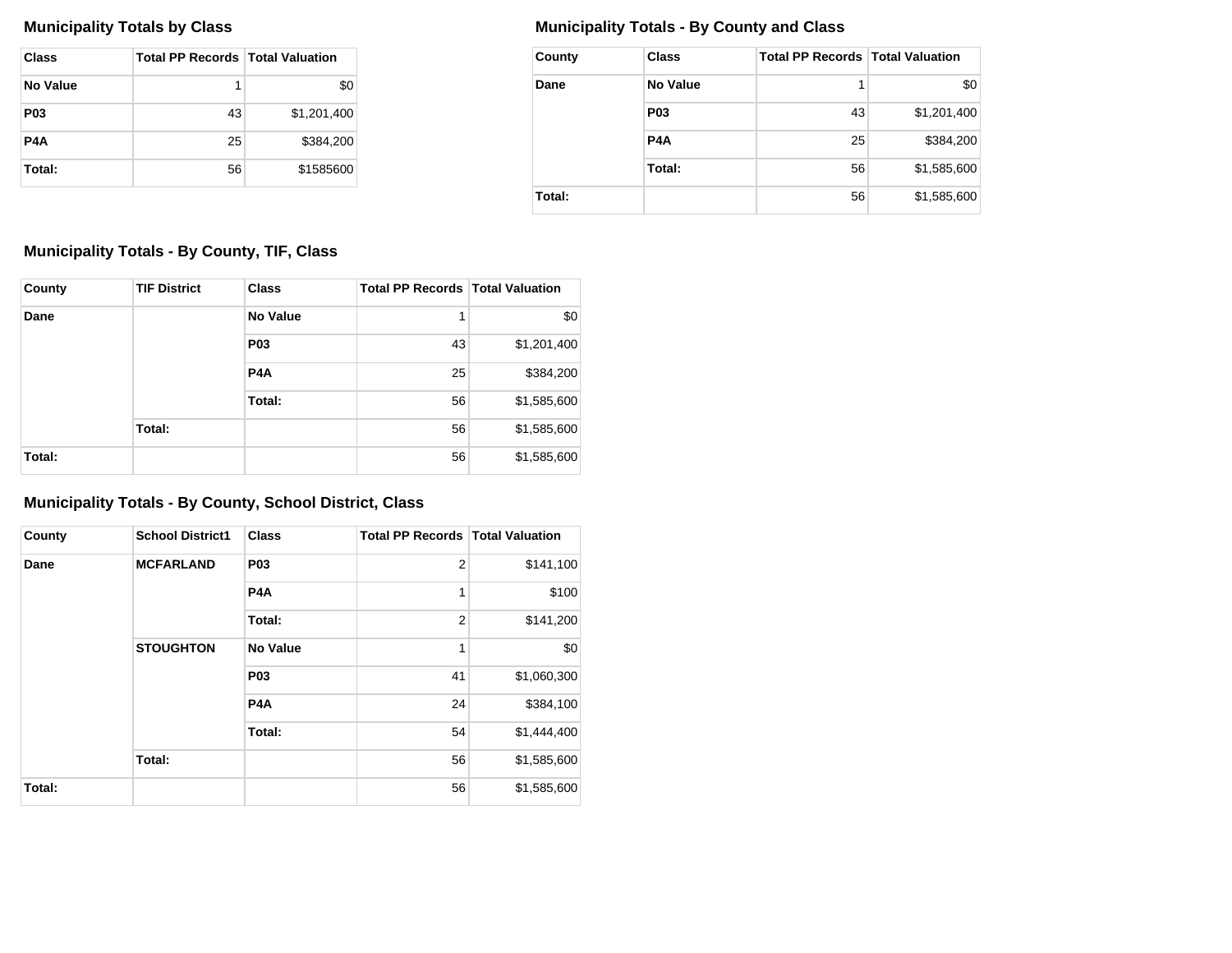### Municipality Totals by Class

| Class | Total PP Records | Total Valuation |
|---|---|---|
| **No Value** | 1 | $0 |
| **P03** | 43 | $1,201,400 |
| **P4A** | 25 | $384,200 |
| **Total:** | 56 | $1585600 |

### Municipality Totals - By County and Class

| County | Class | Total PP Records | Total Valuation |
|---|---|---|---|
| **Dane** | **No Value** | 1 | $0 |
| | **P03** | 43 | $1,201,400 |
| | **P4A** | 25 | $384,200 |
| | **Total:** | 56 | $1,585,600 |
| **Total:** | | 56 | $1,585,600 |

### Municipality Totals - By County, TIF, Class

| County | TIF District | Class | Total PP Records | Total Valuation |
|---|---|---|---|---|
| **Dane** | | **No Value** | 1 | $0 |
| | | **P03** | 43 | $1,201,400 |
| | | **P4A** | 25 | $384,200 |
| | | **Total:** | 56 | $1,585,600 |
| | **Total:** | | 56 | $1,585,600 |
| **Total:** | | | 56 | $1,585,600 |

### Municipality Totals - By County, School District, Class

| County | School District1 | Class | Total PP Records | Total Valuation |
|---|---|---|---|---|
| **Dane** | **MCFARLAND** | **P03** | 2 | $141,100 |
| | | **P4A** | 1 | $100 |
| | | **Total:** | 2 | $141,200 |
| | **STOUGHTON** | **No Value** | 1 | $0 |
| | | **P03** | 41 | $1,060,300 |
| | | **P4A** | 24 | $384,100 |
| | | **Total:** | 54 | $1,444,400 |
| | **Total:** | | 56 | $1,585,600 |
| **Total:** | | | 56 | $1,585,600 |